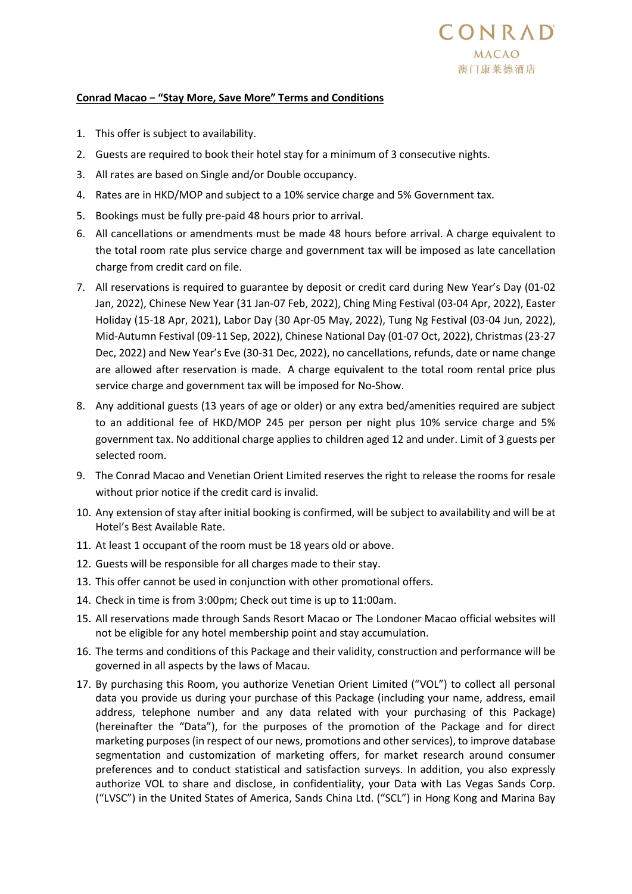CONRAD
MACAO
澳门康莱德酒店

**Conrad Macao – "Stay More, Save More" Terms and Conditions**

1. This offer is subject to availability.
2. Guests are required to book their hotel stay for a minimum of 3 consecutive nights.
3. All rates are based on Single and/or Double occupancy.
4. Rates are in HKD/MOP and subject to a 10% service charge and 5% Government tax.
5. Bookings must be fully pre-paid 48 hours prior to arrival.
6. All cancellations or amendments must be made 48 hours before arrival. A charge equivalent to the total room rate plus service charge and government tax will be imposed as late cancellation charge from credit card on file.
7. All reservations is required to guarantee by deposit or credit card during New Year's Day (01-02 Jan, 2022), Chinese New Year (31 Jan-07 Feb, 2022), Ching Ming Festival (03-04 Apr, 2022), Easter Holiday (15-18 Apr, 2021), Labor Day (30 Apr-05 May, 2022), Tung Ng Festival (03-04 Jun, 2022), Mid-Autumn Festival (09-11 Sep, 2022), Chinese National Day (01-07 Oct, 2022), Christmas (23-27 Dec, 2022) and New Year's Eve (30-31 Dec, 2022), no cancellations, refunds, date or name change are allowed after reservation is made. A charge equivalent to the total room rental price plus service charge and government tax will be imposed for No-Show.
8. Any additional guests (13 years of age or older) or any extra bed/amenities required are subject to an additional fee of HKD/MOP 245 per person per night plus 10% service charge and 5% government tax. No additional charge applies to children aged 12 and under. Limit of 3 guests per selected room.
9. The Conrad Macao and Venetian Orient Limited reserves the right to release the rooms for resale without prior notice if the credit card is invalid.
10. Any extension of stay after initial booking is confirmed, will be subject to availability and will be at Hotel's Best Available Rate.
11. At least 1 occupant of the room must be 18 years old or above.
12. Guests will be responsible for all charges made to their stay.
13. This offer cannot be used in conjunction with other promotional offers.
14. Check in time is from 3:00pm; Check out time is up to 11:00am.
15. All reservations made through Sands Resort Macao or The Londoner Macao official websites will not be eligible for any hotel membership point and stay accumulation.
16. The terms and conditions of this Package and their validity, construction and performance will be governed in all aspects by the laws of Macau.
17. By purchasing this Room, you authorize Venetian Orient Limited ("VOL") to collect all personal data you provide us during your purchase of this Package (including your name, address, email address, telephone number and any data related with your purchasing of this Package) (hereinafter the "Data"), for the purposes of the promotion of the Package and for direct marketing purposes (in respect of our news, promotions and other services), to improve database segmentation and customization of marketing offers, for market research around consumer preferences and to conduct statistical and satisfaction surveys. In addition, you also expressly authorize VOL to share and disclose, in confidentiality, your Data with Las Vegas Sands Corp. ("LVSC") in the United States of America, Sands China Ltd. ("SCL") in Hong Kong and Marina Bay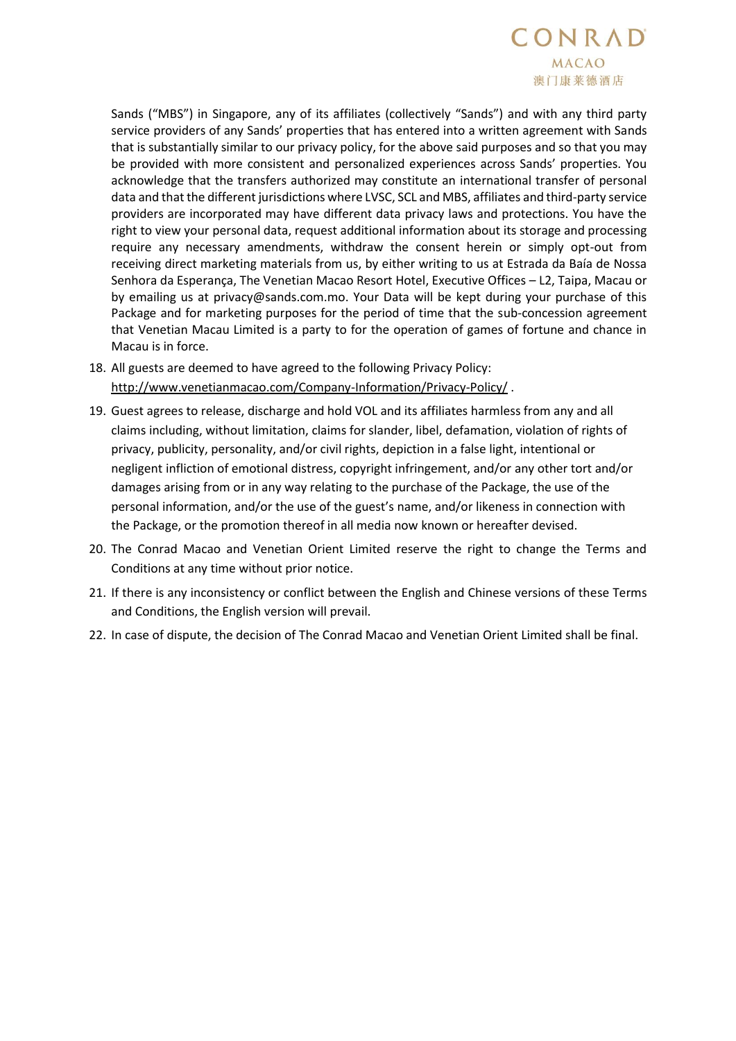Sands ("MBS") in Singapore, any of its affiliates (collectively "Sands") and with any third party service providers of any Sands' properties that has entered into a written agreement with Sands that is substantially similar to our privacy policy, for the above said purposes and so that you may be provided with more consistent and personalized experiences across Sands' properties. You acknowledge that the transfers authorized may constitute an international transfer of personal data and that the different jurisdictions where LVSC, SCL and MBS, affiliates and third-party service providers are incorporated may have different data privacy laws and protections. You have the right to view your personal data, request additional information about its storage and processing require any necessary amendments, withdraw the consent herein or simply opt-out from receiving direct marketing materials from us, by either writing to us at Estrada da Baía de Nossa Senhora da Esperança, The Venetian Macao Resort Hotel, Executive Offices – L2, Taipa, Macau or by emailing us at privacy@sands.com.mo. Your Data will be kept during your purchase of this Package and for marketing purposes for the period of time that the sub-concession agreement that Venetian Macau Limited is a party to for the operation of games of fortune and chance in Macau is in force.

18. All guests are deemed to have agreed to the following Privacy Policy: http://www.venetianmacao.com/Company-Information/Privacy-Policy/ .
19. Guest agrees to release, discharge and hold VOL and its affiliates harmless from any and all claims including, without limitation, claims for slander, libel, defamation, violation of rights of privacy, publicity, personality, and/or civil rights, depiction in a false light, intentional or negligent infliction of emotional distress, copyright infringement, and/or any other tort and/or damages arising from or in any way relating to the purchase of the Package, the use of the personal information, and/or the use of the guest's name, and/or likeness in connection with the Package, or the promotion thereof in all media now known or hereafter devised.
20. The Conrad Macao and Venetian Orient Limited reserve the right to change the Terms and Conditions at any time without prior notice.
21. If there is any inconsistency or conflict between the English and Chinese versions of these Terms and Conditions, the English version will prevail.
22. In case of dispute, the decision of The Conrad Macao and Venetian Orient Limited shall be final.